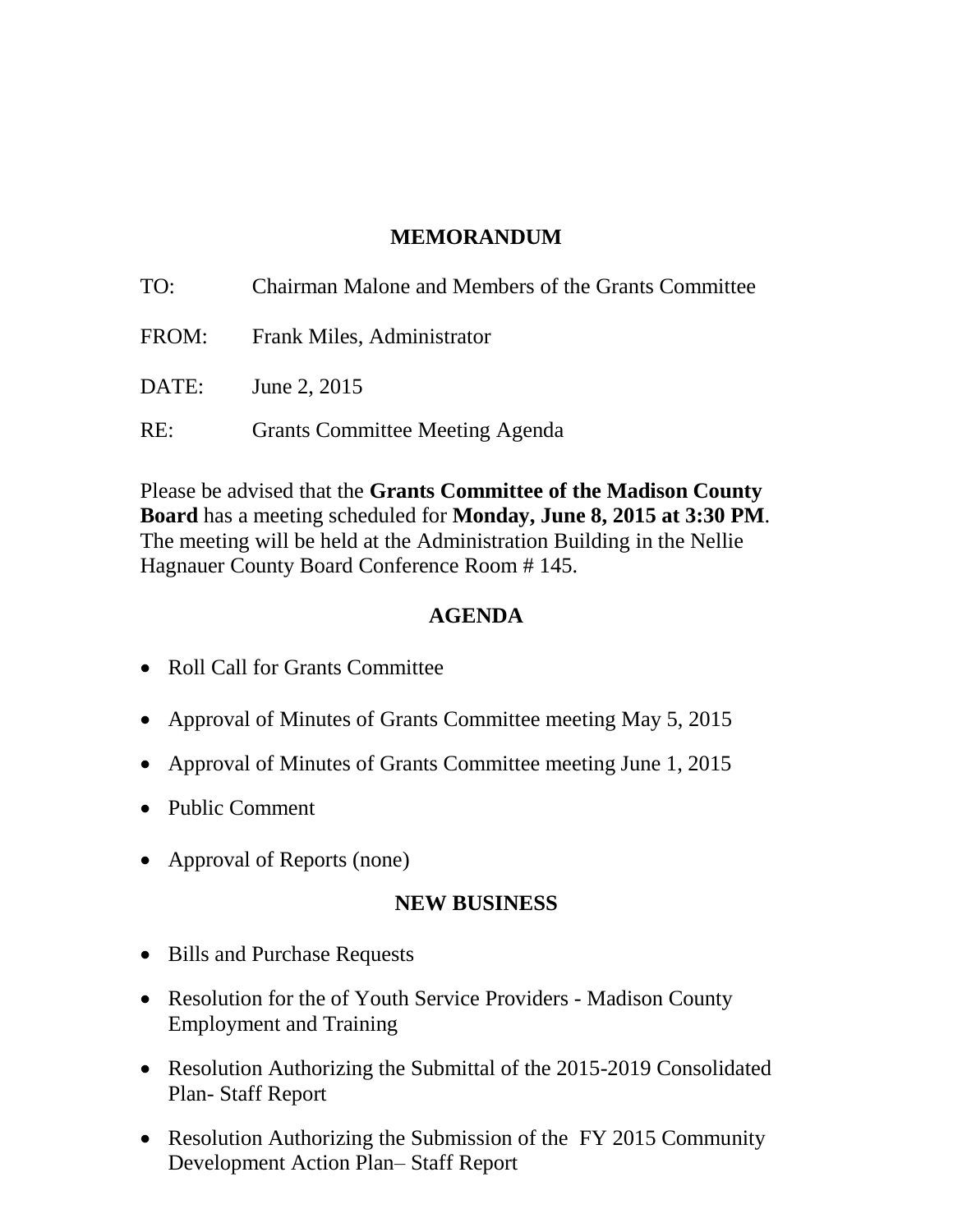# MEMORANDUM

TO: Chairman Malone and Members of the Grants Committee

FROM: Frank Miles, Administrator

DATE: June 2, 2015

RE: Grants Committee Meeting Agenda

Please be advised that the **Grants Committee of the Madison County Board** has a meeting scheduled for **Monday, June 8, 2015 at 3:30 PM**. The meeting will be held at the Administration Building in the Nellie Hagnauer County Board Conference Room # 145.

## AGENDA

- Roll Call for Grants Committee
- Approval of Minutes of Grants Committee meeting May 5, 2015
- Approval of Minutes of Grants Committee meeting June 1, 2015
- Public Comment
- Approval of Reports (none)

## NEW BUSINESS

- Bills and Purchase Requests
- Resolution for the of Youth Service Providers - Madison County Employment and Training
- Resolution Authorizing the Submittal of the 2015-2019 Consolidated Plan- Staff Report
- Resolution Authorizing the Submission of the FY 2015 Community Development Action Plan– Staff Report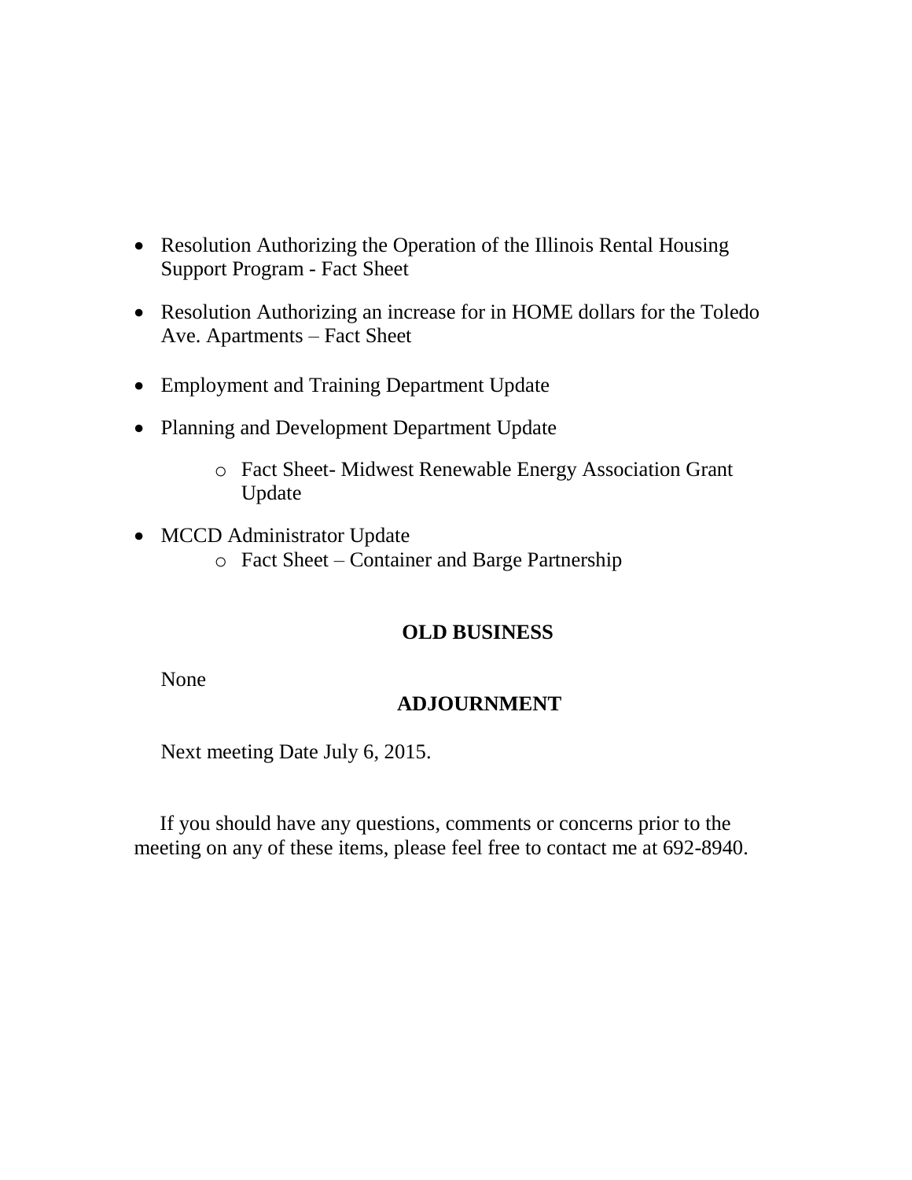- Resolution Authorizing the Operation of the Illinois Rental Housing Support Program - Fact Sheet

- Resolution Authorizing an increase for in HOME dollars for the Toledo Ave. Apartments – Fact Sheet

- Employment and Training Department Update

- Planning and Development Department Update

    - Fact Sheet- Midwest Renewable Energy Association Grant Update

- MCCD Administrator Update
    - Fact Sheet – Container and Barge Partnership

**OLD BUSINESS**

None

**ADJOURNMENT**

Next meeting Date July 6, 2015.

If you should have any questions, comments or concerns prior to the meeting on any of these items, please feel free to contact me at 692-8940.